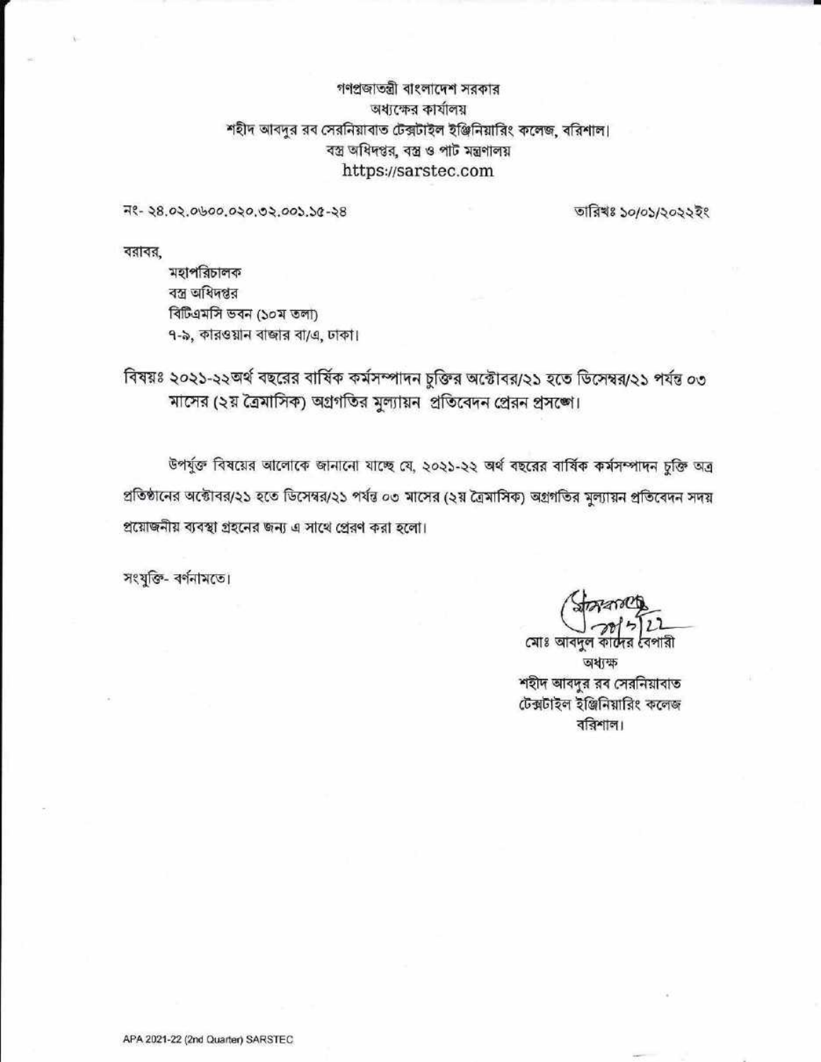গণপ্রজাতন্ত্রী বাংলাদেশ সরকার
অধ্যক্ষের কার্যালয়
শহীদ আবদুর রব সেরনিয়াবাত টেক্সটাইল ইঞ্জিনিয়ারিং কলেজ, বরিশাল।
বস্ত্র অধিদপ্তর, বস্ত্র ও পাট মন্ত্রণালয়
https://sarstec.com

নং- ২৪.০২.০৬০০.০২০.৩২.০০১.১৫-২৪

তারিখঃ ১০/০১/২০২২ইং

বরাবর,
মহাপরিচালক
বস্ত্র অধিদপ্তর
বিটিএমসি ভবন (১০ম তলা)
৭-৯, কারওয়ান বাজার বা/এ, ঢাকা।

বিষয়ঃ ২০২১-২২অর্থ বছরের বার্ষিক কর্মসম্পাদন চুক্তির অক্টোবর/২১ হতে ডিসেম্বর/২১ পর্যন্ত ০৩ মাসের (২য় ত্রৈমাসিক) অগ্রগতির মুল্যায়ন প্রতিবেদন প্রেরন প্রসঙ্গে।

উপর্যুক্ত বিষয়ের আলোকে জানানো যাচ্ছে যে, ২০২১-২২ অর্থ বছরের বার্ষিক কর্মসম্পাদন চুক্তি অত্র প্রতিষ্ঠানের অক্টোবর/২১ হতে ডিসেম্বর/২১ পর্যন্ত ০৩ মাসের (২য় ত্রৈমাসিক) অগ্রগতির মুল্যায়ন প্রতিবেদন সদয় প্রয়োজনীয় ব্যবস্থা গ্রহনের জন্য এ সাথে প্রেরণ করা হলো।

সংযুক্তি- বর্ণনামতে।

১০/১/২২

মোঃ আবদুল কাদের বেপারী
অধ্যক্ষ
শহীদ আবদুর রব সেরনিয়াবাত
টেক্সটাইল ইঞ্জিনিয়ারিং কলেজ
বরিশাল।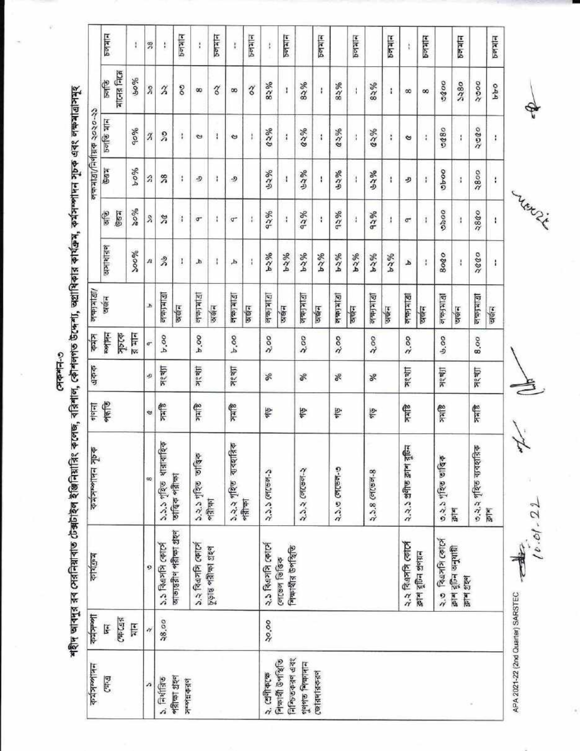## সেকশন-৩

### শহীদ আবদুর রব সেরনিয়াবাত টেক্সটাইল ইঞ্জিনিয়ারিং কলেজ, বরিশাল, কৌশলগত উদ্দেশ্য, অগ্রাধিকার কার্যক্রম, কর্মসম্পাদন সূচক এবং লক্ষ্যমাত্রাসমূহ

| কর্মসম্পাদন ক্ষেত্র | কর্মসম্পাদন ক্ষেত্রের মান | কার্যক্রম | কর্মসম্পাদন সূচক | গণনা পদ্ধতি | একক | কর্মসম্পাদন সূচকের মান | লক্ষ্যমাত্রা/ অর্জন | লক্ষ্যমাত্রা/নির্ণায়ক ২০২০-২১ | | | | | চলমান |
|---|---|---|---|---|---|---|---|---|---|---|---|---|---|
| | | | | | | | | অসাধারণ | অতি উত্তম | উত্তম | চলতি মান | চলতি মানের নিম্নে | |
| | | | | | | | | ১০০% | ৯০% | ৮০% | ৭০% | ৬০% | -- |
| ১ | ২ | ৩ | ৪ | ৫ | ৬ | ৭ | ৮ | ৯ | ১০ | ১১ | ১২ | ১৩ | ১৪ |
| ১. নির্ধারিত পরীক্ষা গ্রহণ সম্পন্নকরণ | ২৪.০০ | ১.১ বিএসসি কোর্সে আভ্যন্তরীণ পরীক্ষা গ্রহণ | ১.১.১ গৃহিত ধারাবাহিক তাত্ত্বিক পরীক্ষা | সমষ্টি | সংখ্যা | ৮.০০ | লক্ষ্যমাত্রা | ১৬ | ১৫ | ১৪ | ১৩ | ১২ | -- |
| | | | | | | | অর্জন | -- | -- | -- | -- | ০৩ | চলমান |
| | | ১.২ বিএসসি কোর্সে চূড়ান্ত পরীক্ষা গ্রহণ | ১.২.১ গৃহিত তাত্ত্বিক পরীক্ষা | সমষ্টি | সংখ্যা | ৮.০০ | লক্ষ্যমাত্রা | ৮ | ৭ | ৬ | ৫ | ৪ | -- |
| | | | | | | | অর্জন | -- | -- | -- | -- | ০২ | চলমান |
| | | | ১.২.২ গৃহিত ব্যবহারিক পরীক্ষা | সমষ্টি | সংখ্যা | ৮.০০ | লক্ষ্যমাত্রা | ৮ | ৭ | ৬ | ৫ | ৪ | -- |
| | | | | | | | অর্জন | -- | -- | | -- | ০২ | চলমান |
| ২. শ্রেণীকক্ষে শিক্ষার্থী উপস্থিতি নিশ্চিতকরণ এবং গুণগত শিক্ষাদান জোরদারকরণ | ২০.০০ | ২.১ বিএসসি কোর্সে লেভেল ভিত্তিক শিক্ষার্থীর উপস্থিতি | ২.১.১ লেভেল-১ | গড় | % | ২.০০ | লক্ষ্যমাত্রা | ৮২% | ৭২% | ৬২% | ৫২% | ৪২% | -- |
| | | | | | | | অর্জন | ৮২% | -- | -- | -- | -- | চলমান |
| | | | ২.১.২ লেভেল-২ | গড় | % | ২.০০ | লক্ষ্যমাত্রা | ৮২% | ৭২% | ৬২% | ৫২% | ৪২% | |
| | | | | | | | অর্জন | ৮২% | -- | -- | -- | -- | চলমান |
| | | | ২.১.৩ লেভেল-৩ | গড় | % | ২.০০ | লক্ষ্যমাত্রা | ৮২% | ৭২% | ৬২% | ৫২% | ৪২% | |
| | | | | | | | অর্জন | ৮২% | -- | -- | -- | -- | চলমান |
| | | | ২.১.৪ লেভেল-৪ | গড় | % | ২.০০ | লক্ষ্যমাত্রা | ৮২% | ৭২% | ৬২% | ৫২% | ৪২% | |
| | | | | | | | অর্জন | ৮২% | -- | -- | -- | -- | চলমান |
| | | ২.২ বিএসসি কোর্সে ক্লাশ রুটিন প্রণয়ন | ২.২.১ প্রণীত ক্লাশ রুটিন | সমষ্টি | সংখ্যা | ২.০০ | লক্ষ্যমাত্রা | ৮ | ৭ | ৬ | ৫ | ৪ | -- |
| | | | | | | | অর্জন | -- | -- | -- | -- | ৪ | চলমান |
| | | ২.৩ বিএসসি কোর্সে ক্লাশ রুটিন অনুযায়ী ক্লাশ গ্রহণ | ৩.২.১ গৃহিত তাত্ত্বিক ক্লাশ | সমষ্টি | সংখ্যা | ৬.০০ | লক্ষ্যমাত্রা | ৪০৫০ | ৩৯০০ | ৩৮০০ | ৩৬৫০ | ৩৫০০ | |
| | | | | | | | অর্জন | -- | -- | -- | -- | ১২৪০ | চলমান |
| | | | ৩.২.২ গৃহিত ব্যবহারিক ক্লাশ | সমষ্টি | সংখ্যা | ৪.০০ | লক্ষ্যমাত্রা | ২৫৫০ | ২৪৫০ | ২৪০০ | ২৩৫০ | ২৩০০ | |
| | | | | | | | অর্জন | -- | -- | -- | -- | ৮৫০ | চলমান |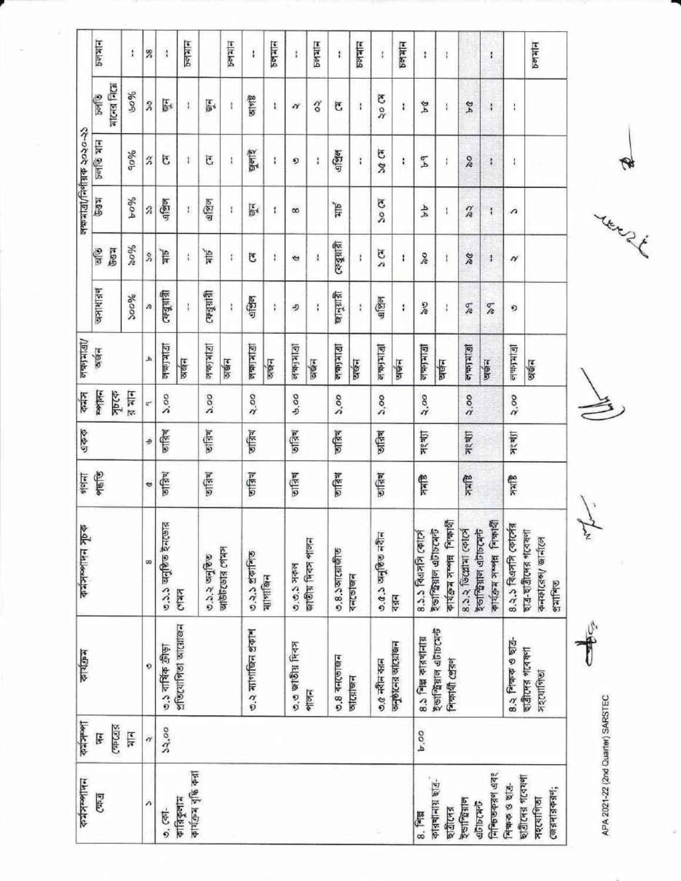| কর্মসম্পাদন ক্ষেত্র | কর্মসম্পাদন ক্ষেত্রের মান | কার্যক্রম | কর্মসম্পাদন সূচক | গণনা পদ্ধতি | একক | কর্মসম্পাদন সূচকের মান | লক্ষ্যমাত্রা/ অর্জন | লক্ষ্যমাত্রা/নির্ণায়ক ২০২০-২১ | | | | | চলমান |
|---|---|---|---|---|---|---|---|---|---|---|---|---|---|
| | | | | | | | | অসাধারণ | অতি উত্তম | উত্তম | চলতি মান | চলতি মানের নিম্নে | |
| | | | | | | | | ১০০% | ৯০% | ৮০% | ৭০% | ৬০% | |
| ১ | ২ | ৩ | ৪ | ৫ | ৬ | ৭ | ৮ | ৯ | ১০ | ১১ | ১২ | ১৩ | ১৪ |
| ৩. কো-কারিকুলাম কার্যক্রম বৃদ্ধি করা | ১২.০০ | ৩.১ বার্ষিক ক্রীড়া প্রতিযোগিতা আয়োজন | ৩.১.১ অনুষ্ঠিত ইনডোর গেমস | তারিখ | তারিখ | ১.০০ | লক্ষ্যমাত্রা | ফেব্রুয়ারী | মার্চ | এপ্রিল | মে | জুন | -- |
| | | | | | | | অর্জন | -- | -- | -- | -- | -- | চলমান |
| | | | ৩.১.২ অনুষ্ঠিত আউটডোর গেমস | তারিখ | তারিখ | ১.০০ | লক্ষ্যমাত্রা | ফেব্রুয়ারী | মার্চ | এপ্রিল | মে | জুন | |
| | | | | | | | অর্জন | -- | -- | -- | -- | -- | চলমান |
| | | ৩.২ ম্যাগাজিন প্রকাশ | ৩.২.১ প্রকাশিত ম্যাগাজিন | তারিখ | তারিখ | ২.০০ | লক্ষ্যমাত্রা | এপ্রিল | মে | জুন | জুলাই | আগষ্ট | -- |
| | | | | | | | অর্জন | -- | -- | -- | -- | -- | চলমান |
| | | ৩.৩ জাতীয় দিবস পালন | ৩.৩.১ সকল জাতীয় দিবস পালন | তারিখ | তারিখ | ৬.০০ | লক্ষ্যমাত্রা | ৬ | ৫ | ৪ | ৩ | ২ | -- |
| | | | | | | | অর্জন | -- | -- | | -- | ০২ | চলমান |
| | | ৩.৪ বনভোজন আয়োজন | ৩.৪.১আয়োজিত বনভোজন | তারিখ | তারিখ | ১.০০ | লক্ষ্যমাত্রা | জানুয়ারী | ফেব্রুয়ারী | মার্চ | এপ্রিল | মে | -- |
| | | | | | | | অর্জন | -- | -- | | -- | -- | চলমান |
| | | ৩.৫ নবীন বরন অনুষ্ঠানের আয়োজন | ৩.৫.১ অনুষ্ঠিত নবীন বরন | তারিখ | তারিখ | ১.০০ | লক্ষ্যমাত্রা | এপ্রিল | ১ মে | ১০ মে | ১৫ মে | ২০ মে | -- |
| | | | | | | | অর্জন | -- | -- | | -- | -- | চলমান |
| ৪. শিল্প কারখানায় ছাত্র-ছাত্রীদের ইন্ডাস্ট্রিয়াল এটাচমেন্ট নিশ্চিতকরণ এবং শিক্ষক ও ছাত্র-ছাত্রীদের গবেষণা সহযোগিতা জোরদারকরণ; | ৮.০০ | ৪.১ শিল্প কারখানায় ইন্ডাস্ট্রিয়াল এটাচমেন্ট শিক্ষার্থী প্রেরণ | ৪.১.১ বিএসসি কোর্সে ইন্ডাস্ট্রিয়াল এটাচমেন্ট কার্যক্রম সম্পন্ন শিক্ষার্থী | সমষ্টি | সংখ্যা | ২.০০ | লক্ষ্যমাত্রা | ৯৩ | ৯০ | ৮৮ | ৮৭ | ৮৫ | -- |
| | | | | | | | অর্জন | -- | -- | -- | -- | -- | -- |
| | | | ৪.১.২ ডিপ্লোমা কোর্সে ইন্ডাস্ট্রিয়াল এটাচমেন্ট কার্যক্রম সম্পন্ন শিক্ষার্থী | সমষ্টি | সংখ্যা | ২.০০ | লক্ষ্যমাত্রা | ৯৭ | ৯৫ | ৯২ | ৯০ | ৮৫ | |
| | | | | | | | অর্জন | ৯৭ | -- | -- | -- | -- | -- |
| | | ৪.২ শিক্ষক ও ছাত্র-ছাত্রীদের গবেষণা সহযোগিতা | ৪.২.১ বিএসসি কোর্সের ছাত্র-ছাত্রীদের গবেষণা কনফারেন্স/ জার্নালে প্রকাশিত | সমষ্টি | সংখ্যা | ২.০০ | লক্ষ্যমাত্রা | ৩ | ২ | ১ | -- | -- | |
| | | | | | | | অর্জন | | | | | | চলমান |

APA 2021-22 (2nd Quarter) SARSTEC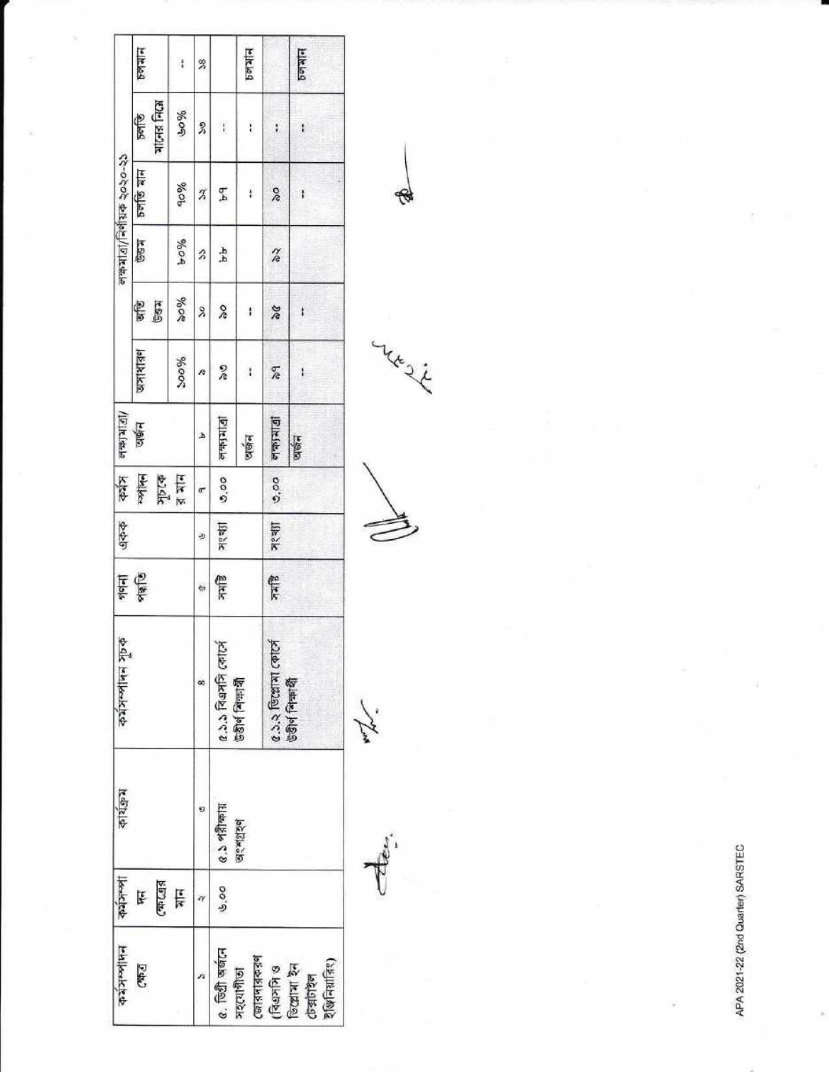| কর্মসম্পাদন ক্ষেত্র | কর্মসম্পাদন ক্ষেত্রের মান | কার্যক্রম | কর্মসম্পাদন সূচক | গণনা পদ্ধতি | একক | কর্মসম্পাদন সূচকের মান | লক্ষ্যমাত্রা/ অর্জন | লক্ষ্যমাত্রা/নির্ণায়ক ২০২০-২১ | | | | | চলমান |
|---|---|---|---|---|---|---|---|---|---|---|---|---|---|
| | | | | | | | | অসাধারণ | অতি উত্তম | উত্তম | চলতি মান | চলতি মানের নিম্নে | |
| | | | | | | | | ১০০% | ৯০% | ৮০% | ৭০% | ৬০% | -- |
| ১ | ২ | ৩ | ৪ | ৫ | ৬ | ৭ | ৮ | ৯ | ১০ | ১১ | ১২ | ১৩ | ১৪ |
| ৫. ডিগ্রী অর্জনে সহযোগীতা জোরদারকরণ (বিএসসি ও ডিপ্লোমা ইন টেক্সটাইল ইঞ্জিনিয়ারিং) | ৬.০০ | ৫.১ পরীক্ষায় অংশগ্রহণ | ৫.১.১ বিএসসি কোর্সে উত্তীর্ণ শিক্ষার্থী | সমষ্টি | সংখ্যা | ৩.০০ | লক্ষ্যমাত্রা | ৯৩ | ৯০ | ৮৮ | ৮৭ | -- | |
| | | | | | | | অর্জন | -- | -- | | -- | -- | চলমান |
| | | | ৫.১.২ ডিপ্লোমা কোর্সে উত্তীর্ণ শিক্ষার্থী | সমষ্টি | সংখ্যা | ৩.০০ | লক্ষ্যমাত্রা | ২৭ | ২৫ | ২২ | ২০ | -- | |
| | | | | | | | অর্জন | -- | -- | | -- | -- | চলমান |

APA 2021-22 (2nd Quarter) SARSTEC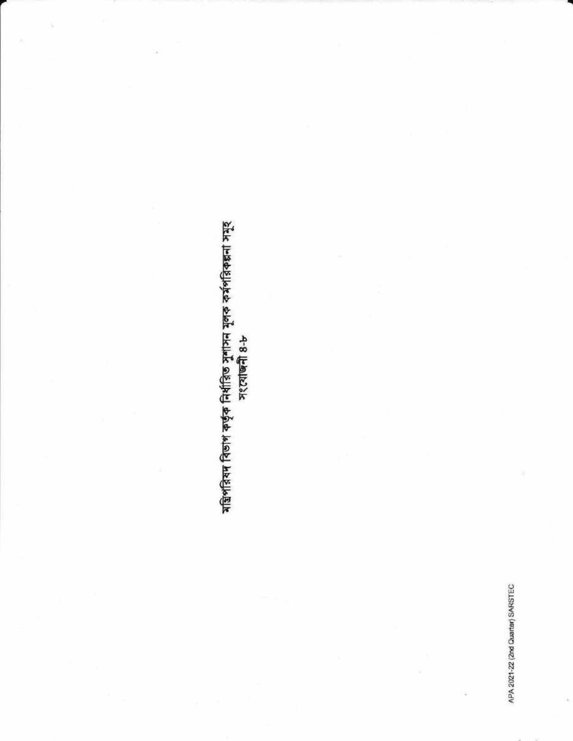## মন্ত্রিপরিষদ বিভাগ কর্তৃক নির্ধারিত সুশাসন মূলক কর্মপরিকল্পনা সমূহ

সংযোজনী ৪-৮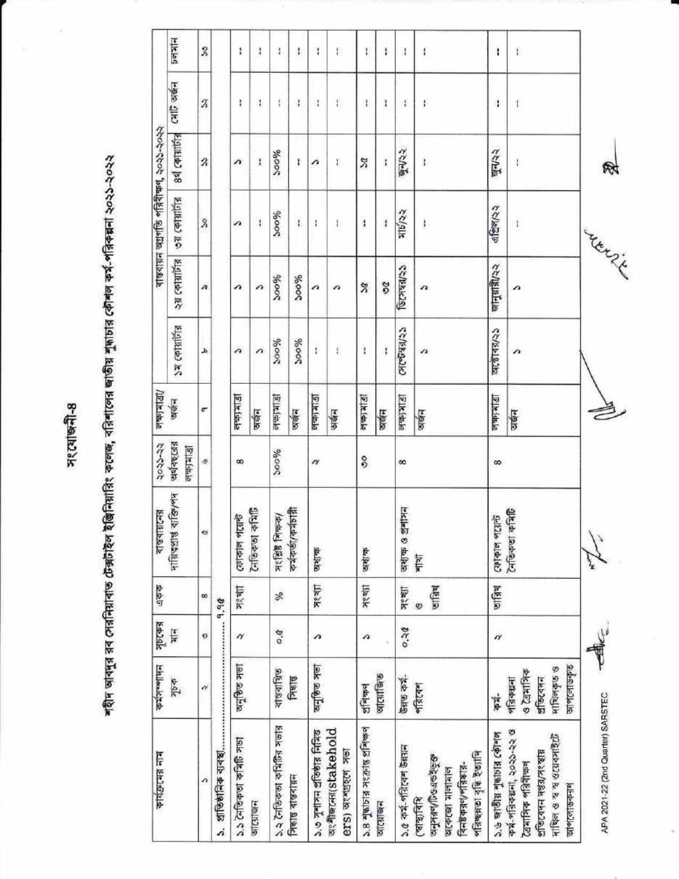সংযোজনী-৪

# শহীদ আবদুর রব সেরনিয়াবাত টেক্সটাইল ইঞ্জিনিয়ারিং কলেজ, বরিশালের জাতীয় শুদ্ধাচার কৌশল কর্ম-পরিকল্পনা ২০২১-২০২২

| কার্যক্রমের নাম | কর্মসম্পাদন সূচক | সূচকের মান | একক | বাস্তবায়নের দায়িত্বপ্রাপ্ত ব্যক্তি/পদ | ২০২১-২২ অর্থবছরের লক্ষ্যমাত্রা | লক্ষ্যমাত্রা/ অর্জন | বাস্তবায়ন অগ্রগতি পরিবীক্ষণ, ২০২১-২০২২ | | | | | |
|---|---|---|---|---|---|---|---|---|---|---|---|---|
| | | | | | | | ১ম কোয়ার্টার | ২য় কোয়ার্টার | ৩য় কোয়ার্টার | ৪র্থ কোয়ার্টার | মোট অর্জন | চলমান |
| ১ | ২ | ৩ | ৪ | ৫ | ৬ | ৭ | ৮ | ৯ | ১০ | ১১ | ১২ | ১৩ |
| ১. প্রাতিষ্ঠানিক ব্যবস্থা.......................৭.৭৫ | | | | | | | | | | | | |
| ১.১ নৈতিকতা কমিটি সভা আয়োজন | অনুষ্ঠিত সভা | ২ | সংখ্যা | ফোকাল পয়েন্ট নৈতিকতা কমিটি | ৪ | লক্ষ্যমাত্রা | ১ | ১ | ১ | ১ | -- | -- |
| | | | | | | অর্জন | ১ | ১ | -- | -- | -- | -- |
| ১.২ নৈতিকতা কমিটির সভার সিদ্ধান্ত বাস্তবায়ন | বাস্তবায়িত সিদ্ধান্ত | ০.৫ | % | সংশ্লিষ্ট শিক্ষক/ কর্মকর্তা/কর্মচারী | ১০০% | লক্ষ্যমাত্রা | ১০০% | ১০০% | ১০০% | ১০০% | -- | -- |
| | | | | | | অর্জন | ১০০% | ১০০% | -- | -- | -- | -- |
| ১.৩ সুশাসন প্রতিষ্ঠার নিমিত্ত অংশীজনের(stakeholders) অংশগ্রহণে সভা | অনুষ্ঠিত সভা | ১ | সংখ্যা | অধ্যক্ষ | ২ | লক্ষ্যমাত্রা | -- | ১ | -- | ১ | -- | -- |
| | | | | | | অর্জন | -- | ১ | -- | -- | -- | -- |
| ১.৪ শুদ্ধাচার সংক্রান্ত প্রশিক্ষণ আয়োজন | প্রশিক্ষণ আয়োজিত | ১ | সংখ্যা | অধ্যক্ষ | ৩০ | লক্ষ্যমাত্রা | -- | ১৫ | -- | ১৫ | -- | -- |
| | | | | | | অর্জন | -- | ৩৫ | -- | -- | -- | -- |
| ১.৫ কর্ম-পরিবেশ উন্নয়ন (স্বাস্থ্যবিধি অনুসরণ/টিওএন্ডইভুক্ত অকেজো মালামাল বিনষ্টকরণ/পরিষ্কার-পরিচ্ছন্নতা বৃদ্ধি ইত্যাদি | উন্নত কর্ম-পরিবেশ | ০.২৫ | সংখ্যা ও তারিখ | অধ্যক্ষ ও প্রশাসন শাখা | ৪ | লক্ষ্যমাত্রা | সেপ্টেম্বর/২১ | ডিসেম্বর/২১ | মার্চ/২২ | জুন/২২ | -- | -- |
| | | | | | | অর্জন | ১ | ১ | -- | -- | -- | -- |
| ১.৬ জাতীয় শুদ্ধাচার কৌশল কর্ম-পরিকল্পনা, ২০২১-২২ ও ত্রৈমাসিক পরিবীক্ষণ প্রতিবেদন দপ্তর/সংস্থায় দাখিল ও স্ব স্ব ওয়েবসাইটে আপলোডকরণ | কর্ম-পরিকল্পনা ও ত্রৈমাসিক প্রতিবেদন দাখিলকৃত ও আপলোডকৃত | ২ | তারিখ | ফোকাল পয়েন্ট নৈতিকতা কমিটি | ৪ | লক্ষ্যমাত্রা | অক্টোবর/২১ | জানুয়ারী/২২ | এপ্রিল/২২ | জুন/২২ | -- | -- |
| | | | | | | অর্জন | ১ | ১ | -- | -- | -- | -- |

APA 2021-22 (2nd Quarter) SARSTEC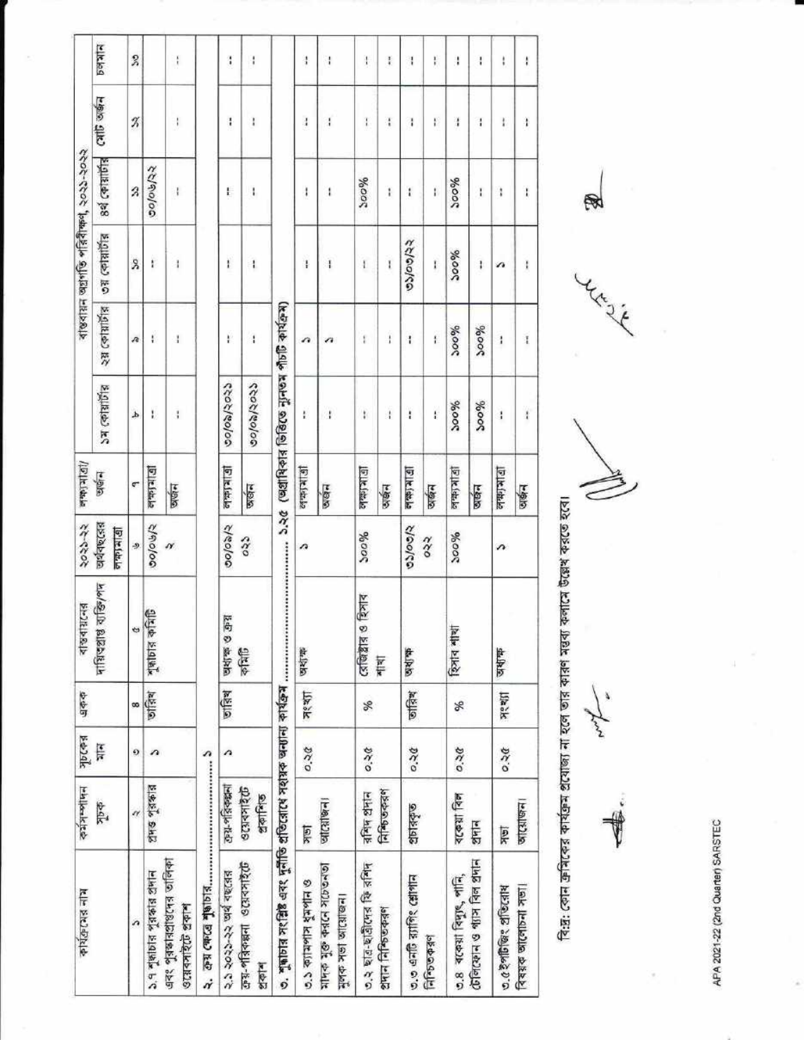| কার্যক্রমের নাম | কর্মসম্পাদন সূচক | সূচকের মান | একক | বাস্তবায়নের দায়িত্বপ্রাপ্ত ব্যক্তি/পদ | ২০২১-২২ অর্থবছরের লক্ষ্যমাত্রা | লক্ষ্যমাত্রা/ অর্জন | বাস্তবায়ন অগ্রগতি পরিবীক্ষণ, ২০২১-২০২২ | | | | | মন্তব্য |
|---|---|---|---|---|---|---|---|---|---|---|---|---|
| | | | | | | | ১ম কোয়ার্টার | ২য় কোয়ার্টার | ৩য় কোয়ার্টার | ৪র্থ কোয়ার্টার | মোট অর্জন | চলমান |
| ১ | ২ | ৩ | ৪ | ৫ | ৬ | ৭ | ৮ | ৯ | ১০ | ১১ | ১২ | ১৩ |
| ১.৭ শুদ্ধাচার পুরস্কার প্রদান এবং পুরস্কারপ্রাপ্তদের তালিকা ওয়েবসাইটে প্রকাশ | প্রদত্ত পুরস্কার | ১ | তারিখ | শুদ্ধাচার কমিটি | ৩০/০৬/২২ | লক্ষ্যমাত্রা | -- | -- | -- | ৩০/০৬/২২ | | |
| | | | | | | অর্জন | -- | -- | -- | -- | -- | -- |
| **২. ক্রয় ক্ষেত্রে শুদ্ধাচার......................................১** | | | | | | | | | | | | |
| ২.১ ২০২১-২২ অর্থ বছরের ক্রয়-পরিকল্পনা ওয়েবসাইটে প্রকাশ | ক্রয়-পরিকল্পনা ওয়েবসাইটে প্রকাশিত | ১ | তারিখ | অধ্যক্ষ ও ক্রয় কমিটি | ৩০/০৯/২ ০২১ | লক্ষ্যমাত্রা | ৩০/০৯/২০২১ | -- | -- | -- | -- | -- |
| | | | | | | অর্জন | ৩০/০৯/২০২১ | -- | -- | -- | -- | -- |
| **৩. শুদ্ধাচার সংশ্লিষ্ট এবং দুর্নীতি প্রতিরোধে সহায়ক অন্যান্য কার্যক্রম ......................১.২৫ (অগ্রাধিকার ভিত্তিতে নূন্যতম পাঁচটি কার্যক্রম)** | | | | | | | | | | | | |
| ৩.১ ক্যাম্পাস ধূমপান ও মাদক মুক্ত করনে সচেতনতা মূলক সভা আয়োজন। | সভা আয়োজন। | ০.২৫ | সংখ্যা | অধ্যক্ষ | ১ | লক্ষ্যমাত্রা | -- | ১ | -- | -- | -- | -- |
| | | | | | | অর্জন | -- | ১ | -- | -- | -- | -- |
| ৩.২ ছাত্র-ছাত্রীদের ফি রশিদ প্রদান নিশ্চিতকরণ | রশিদ প্রদান নিশ্চিতকরণ | ০.২৫ | % | রেজিষ্ট্রার ও হিসাব শাখা | ১০০% | লক্ষ্যমাত্রা | -- | -- | -- | ১০০% | -- | -- |
| | | | | | | অর্জন | -- | -- | -- | -- | -- | -- |
| ৩.৩ এন্টি র‍্যাগিং শ্লোগান নিশ্চিতকরণ | প্রচারকৃত | ০.২৫ | তারিখ | অধ্যক্ষ | ৩১/০৩/২ ০২২ | লক্ষ্যমাত্রা | -- | -- | ৩১/০৩/২২ | -- | -- | -- |
| | | | | | | অর্জন | -- | -- | -- | -- | -- | -- |
| ৩.৪ বকেয়া বিদ্যুৎ, পানি, টেলিফোন ও গ্যাস বিল প্রদান | বকেয়া বিল প্রদান | ০.২৫ | % | হিসাব শাখা | ১০০% | লক্ষ্যমাত্রা | ১০০% | ১০০% | ১০০% | ১০০% | -- | -- |
| | | | | | | অর্জন | ১০০% | ১০০% | -- | -- | -- | -- |
| ৩.৫ইন্টার্নিজং প্রতিরোধ বিষয়ক আলোচনা সভা। | সভা আয়োজন। | ০.২৫ | সংখ্যা | অধ্যক্ষ | ১ | লক্ষ্যমাত্রা | -- | -- | ১ | -- | -- | -- |
| | | | | | | অর্জন | -- | -- | -- | -- | -- | -- |

বি:দ্র: কোন ক্রমিকের কার্যক্রম প্রযোজ্য না হলে তার কারণ মন্তব্য কলামে উল্লেখ করতে হবে।

APA 2021-22 (2nd Quarter) SARSTEC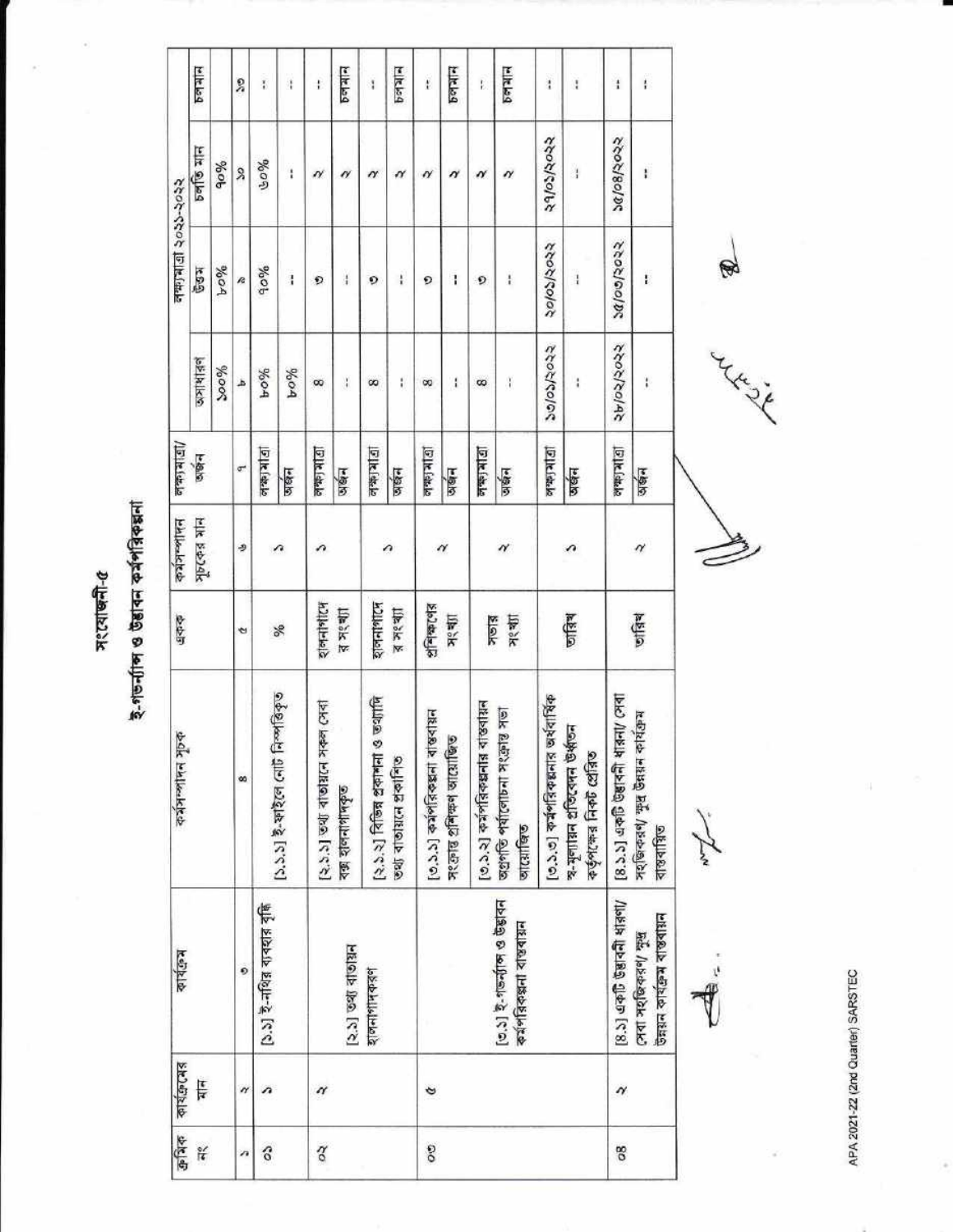# সংযোজনী-৫

## ই-গভর্ন্যান্স ও উদ্ভাবন কর্মপরিকল্পনা

| ক্রমিক নং | কার্যক্রমের মান | কার্যক্রম | কর্মসম্পাদন সূচক | একক | কর্মসম্পাদন সূচকের মান | লক্ষ্যমাত্রা/ অর্জন | লক্ষ্যমাত্রা ২০২১-২০২২ | | | |
|---|---|---|---|---|---|---|---|---|---|---|
| | | | | | | | অসাধারণ | উত্তম | চলতি মান | চলমান |
| | | | | | | | ১০০% | ৮০% | ৭০% | |
| ১ | ২ | ৩ | ৪ | ৫ | ৬ | ৭ | ৮ | ৯ | ১০ | ১১ |
| ০১ | ১ | [১.১] ই-নথির ব্যবহার বৃদ্ধি | [১.১.১] ই-ফাইলে নোট নিস্পত্তিকৃত | % | ১ | লক্ষ্যমাত্রা | ৮০% | ৭০% | ৬০% | -- |
| | | | | | | অর্জন | ৮০% | -- | -- | -- |
| ০২ | ২ | [২.১] তথ্য বাতায়ন হালনাগাদকরণ | [২.১.১] তথ্য বাতায়নে সকল সেবা বক্স হালনাগাদকৃত | হালনাগাদের সংখ্যা | ১ | লক্ষ্যমাত্রা | ৪ | ৩ | ২ | -- |
| | | | | | | অর্জন | -- | -- | ২ | চলমান |
| | | | [২.১.২] বিভিন্ন প্রকাশনা ও তথ্যাদি তথ্য বাতায়নে প্রকাশিত | হালনাগাদের সংখ্যা | ১ | লক্ষ্যমাত্রা | ৪ | ৩ | ২ | -- |
| | | | | | | অর্জন | -- | -- | ২ | চলমান |
| ০৩ | ৫ | [৩.১] ই-গভর্ন্যান্স ও উদ্ভাবন কর্মপরিকল্পনা বাস্তবায়ন | [৩.১.১] কর্মপরিকল্পনা বাস্তবায়ন সংক্রান্ত প্রশিক্ষণ আয়োজিত | প্রশিক্ষণের সংখ্যা | ২ | লক্ষ্যমাত্রা | ৪ | ৩ | ২ | -- |
| | | | | | | অর্জন | -- | -- | ২ | চলমান |
| | | | [৩.১.২] কর্মপরিকল্পনার বাস্তবায়ন অগ্রগতি পর্যালোচনা সংক্রান্ত সভা আয়োজিত | সভার সংখ্যা | ২ | লক্ষ্যমাত্রা | ৪ | ৩ | ২ | -- |
| | | | | | | অর্জন | -- | -- | ২ | চলমান |
| | | | [৩.১.৩] কর্মপরিকল্পনার অর্ধবার্ষিক স্ব-মূল্যায়ন প্রতিবেদন উর্ধ্বতন কর্তৃপক্ষের নিকট প্রেরিত | তারিখ | ১ | লক্ষ্যমাত্রা | ১৩/০১/২০২২ | ২০/০১/২০২২ | ২৭/০১/২০২২ | -- |
| | | | | | | অর্জন | -- | -- | -- | -- |
| ০৪ | ২ | [৪.১] একটি উদ্ভাবনী ধারণা/ সেবা সহজিকরণ/ ক্ষুদ্র উন্নয়ন কার্যক্রম বাস্তবায়ন | [৪.১.১] একটি উদ্ভাবনী ধারণা/ সেবা সহজিকরণ/ ক্ষুদ্র উন্নয়ন কার্যক্রম বাস্তবায়িত | তারিখ | ২ | লক্ষ্যমাত্রা | ২৮/০২/২০২২ | ১৫/০৩/২০২২ | ১৫/০৪/২০২২ | -- |
| | | | | | | অর্জন | -- | -- | -- | -- |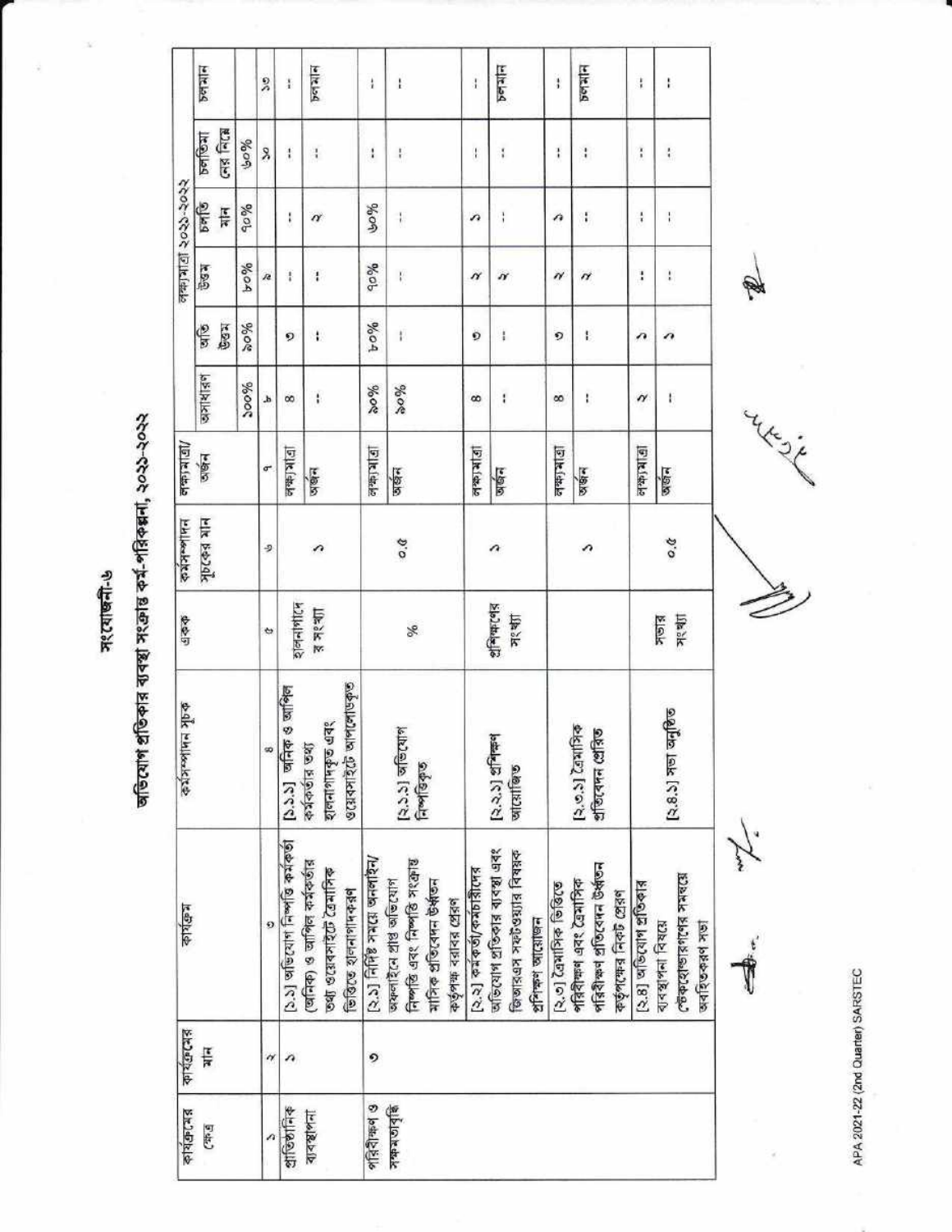# সংযোজনী-৬

## অভিযোগ প্রতিকার ব্যবস্থা সংক্রান্ত কর্ম-পরিকল্পনা, ২০২১-২০২২

| কার্যক্রমের ক্ষেত্র | কার্যক্রমের মান | কার্যক্রম | কর্মসম্পাদন সূচক | একক | কর্মসম্পাদন সূচকের মান | লক্ষ্যমাত্রা/অর্জন | লক্ষ্যমাত্রা ২০২১-২০২২ | | | | | চলমান |
|---|---|---|---|---|---|---|---|---|---|---|---|---|
| | | | | | | | অসাধারণ | অতি উত্তম | উত্তম | চলতি মান | চলতিমান এর নিম্নে | |
| | | | | | | | ১০০% | ৯০% | ৮০% | ৭০% | ৬০% | |
| ১ | ২ | ৩ | ৪ | ৫ | ৬ | ৭ | ৮ | ৯ | ১০ | ১১ | ১২ | ১৩ |
| প্রাতিষ্ঠানিক ব্যবস্থাপনা | ১ | [১.১] অভিযোগ নিষ্পত্তি কর্মকর্তা (অনিক) ও আপিল কর্মকর্তার তথ্য ওয়েবসাইটে ত্রৈমাসিক ভিত্তিতে হালনাগাদকরণ | [১.১.১] অনিক ও আপিল কর্মকর্তার তথ্য হালনাগাদকৃত এবং ওয়েবসাইটে আপলোডকৃত | হালনাগাদের সংখ্যা | ১ | লক্ষ্যমাত্রা | ৪ | ৩ | -- | -- | -- | -- |
| | | | | | | অর্জন | -- | -- | -- | ২ | -- | চলমান |
| পরিবীক্ষণ ও সক্ষমতাবৃদ্ধি | ৩ | [২.১] নির্দিষ্ট সময়ে অনলাইন/ অফলাইনে প্রাপ্ত অভিযোগ নিষ্পত্তি এবং নিষ্পত্তি সংক্রান্ত মাসিক প্রতিবেদন উর্ধ্বতন কর্তৃপক্ষ বরাবর প্রেরণ | [২.১.১] অভিযোগ নিষ্পত্তিকৃত | % | ০.৫ | লক্ষ্যমাত্রা | ৯০% | ৮০% | ৭০% | ৬০% | -- | -- |
| | | | | | | অর্জন | ৯০% | -- | -- | -- | -- | -- |
| | | [২.২] কর্মকর্তা/কর্মচারীদের অভিযোগ প্রতিকার ব্যবস্থা এবং জিআরএস সফটওয়্যার বিষয়ক প্রশিক্ষণ আয়োজন | [২.২.১] প্রশিক্ষণ আয়োজিত | প্রশিক্ষণের সংখ্যা | ১ | লক্ষ্যমাত্রা | ৪ | ৩ | ২ | ১ | -- | -- |
| | | | | | | অর্জন | -- | -- | ২ | -- | -- | চলমান |
| | | [২.৩] ত্রৈমাসিক ভিত্তিতে পরিবীক্ষণ এবং ত্রৈমাসিক পরিবীক্ষণ প্রতিবেদন উর্ধ্বতন কর্তৃপক্ষের নিকট প্রেরণ | [২.৩.১] ত্রৈমাসিক প্রতিবেদন প্রেরিত | | ১ | লক্ষ্যমাত্রা | ৪ | ৩ | ২ | ১ | -- | -- |
| | | | | | | অর্জন | -- | -- | ২ | -- | -- | চলমান |
| | | [২.৪] অভিযোগ প্রতিকার ব্যবস্থাপনা বিষয়ে স্টেকহোল্ডারগণের সমন্বয়ে অবহিতকরণ সভা | [২.৪.১] সভা অনুষ্ঠিত | সভার সংখ্যা | ০.৫ | লক্ষ্যমাত্রা | ২ | ১ | -- | -- | -- | -- |
| | | | | | | অর্জন | -- | ১ | -- | -- | -- | -- |

APA 2021-22 (2nd Quarter) SARSTEC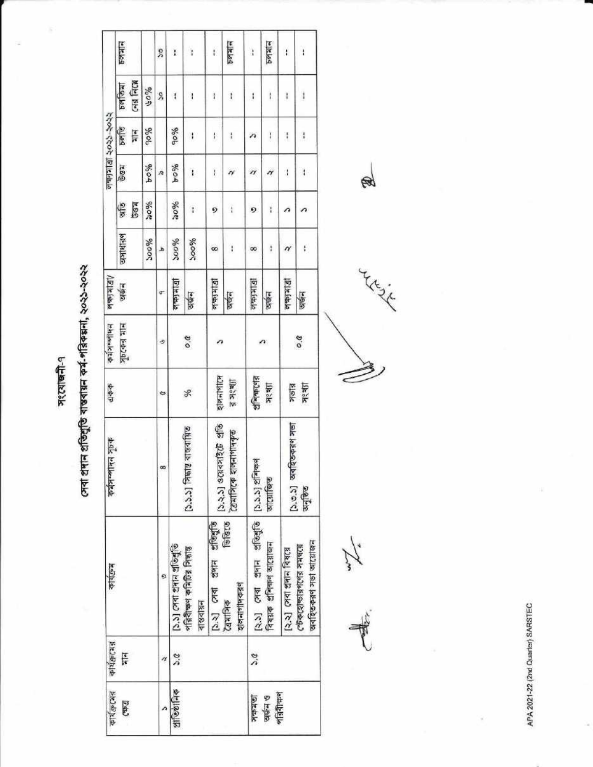সংযোজনী-৭

# সেবা প্রদান প্রতিশ্রুতি বাস্তবায়ন কর্ম-পরিকল্পনা, ২০২১-২০২২

| কার্যক্রমের ক্ষেত্র | কার্যক্রমের মান | কার্যক্রম | কর্মসম্পাদন সূচক | একক | কর্মসম্পাদন সূচকের মান | লক্ষ্যমাত্রা/ অর্জন | লক্ষ্যমাত্রা ২০২১-২০২২ | | | | | চলমান |
|---|---|---|---|---|---|---|---|---|---|---|---|---|
| | | | | | | | অসাধারণ | অতি উত্তম | উত্তম | চলতি মান | চলতি মানের নিম্নে | |
| | | | | | | | ১০০% | ৯০% | ৮০% | ৭০% | ৬০% | |
| ১ | ২ | ৩ | ৪ | ৫ | ৬ | ৭ | ৮ | | ৯ | | ১০ | ১১ |
| প্রাতিষ্ঠানিক | ১.৫ | [১.১] সেবা প্রদান প্রতিশ্রুতি পরিবীক্ষণ কমিটির সিদ্ধান্ত বাস্তবায়ন | [১.১.১] সিদ্ধান্ত বাস্তবায়িত | % | ০.৫ | লক্ষ্যমাত্রা | ১০০% | ৯০% | ৮০% | ৭০% | -- | -- |
| | | | | | | অর্জন | ১০০% | -- | -- | -- | -- | -- |
| | | [১.২] সেবা প্রদান প্রতিশ্রুতি ত্রৈমাসিক ভিত্তিতে হালনাগাদকরণ | [১.২.১] ওয়েবসাইটে প্রতি ত্রৈমাসিকে হালনাগাদকৃত | হালনাগাদের সংখ্যা | ১ | লক্ষ্যমাত্রা | ৪ | ৩ | -- | -- | -- | -- |
| | | | | | | অর্জন | -- | -- | ২ | -- | -- | চলমান |
| সক্ষমতা অর্জন ও পরিবীক্ষণ | ১.৫ | [২.১] সেবা প্রদান প্রতিশ্রুতি বিষয়ক প্রশিক্ষণ আয়োজন | [১.১.১] প্রশিক্ষণ আয়োজিত | প্রশিক্ষণের সংখ্যা | ১ | লক্ষ্যমাত্রা | ৪ | ৩ | ২ | ১ | -- | -- |
| | | | | | | অর্জন | -- | -- | ২ | -- | -- | চলমান |
| | | [২.২] সেবা প্রদান বিষয়ে স্টেকহোল্ডারগণের সমন্বয়ে অবহিতকরণ সভা আয়োজন | [১.৩.১] অবহিতকরণ সভা অনুষ্ঠিত | সভার সংখ্যা | ০.৫ | লক্ষ্যমাত্রা | ২ | ১ | -- | -- | -- | -- |
| | | | | | | অর্জন | -- | ১ | -- | -- | -- | -- |

APA 2021-22 (2nd Quarter) SARSTEC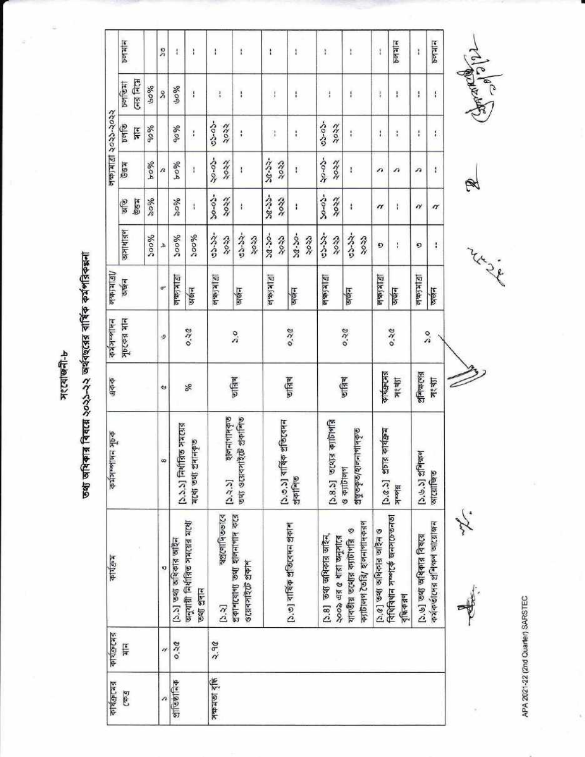# সংযোজনী-৮

## তথ্য অধিকার বিষয়ে ২০২১-২২ অর্থবছরের বার্ষিক কর্মপরিকল্পনা

| কার্যক্রমের ক্ষেত্র | কার্যক্রমের মান | কার্যক্রম | কর্মসম্পাদন সূচক | একক | কর্মসম্পাদন সূচকের মান | লক্ষ্যমাত্রা/ অর্জন | লক্ষ্যমাত্রা ২০২১-২০২২ | | | | | |
|---|---|---|---|---|---|---|---|---|---|---|---|---|
| | | | | | | | অসাধারণ | অতি উত্তম | উত্তম | চলতি মান | চলতিমানের নিম্নে | চলমান |
| | | | | | | | ১০০% | ৯০% | ৮০% | ৭০% | ৬০% | |
| ১ | ২ | ৩ | ৪ | ৫ | ৬ | ৭ | ৮ | ৯ | ১০ | ১১ | ১২ | ১৩ |
| প্রাতিষ্ঠানিক | ০.২৫ | [১.১] তথ্য অধিকার আইন অনুযায়ী নির্ধারিত সময়ের মধ্যে তথ্য প্রদান | [১.১.১] নির্ধারিত সময়ের মধ্যে তথ্য প্রদানকৃত | % | ০.২৫ | লক্ষ্যমাত্রা | ১০০% | ৯০% | ৮০% | ৭০% | ৬০% | -- |
| | | | | | | অর্জন | ১০০% | -- | -- | -- | -- | -- |
| সক্ষমতা বৃদ্ধি | ২.৭৫ | [১.২] স্বপ্রণোদিতভাবে প্রকাশযোগ্য তথ্য হালনাগাদ করে ওয়েবসাইটে প্রকাশ | [১.২.১] হালনাগাদকৃত তথ্য ওয়েবসাইটে প্রকাশিত | তারিখ | ১.০ | লক্ষ্যমাত্রা | ৩১-১২-২০২১ | ১০-০১-২০২২ | ২০-০১-২০২২ | ৩১-০১-২০২২ | -- | -- |
| | | | | | | অর্জন | ৩১-১২-২০২১ | -- | -- | -- | -- | -- |
| | | [১.৩] বার্ষিক প্রতিবেদন প্রকাশ | [১.৩.১] বার্ষিক প্রতিবেদন প্রকাশিত | তারিখ | ০.২৫ | লক্ষ্যমাত্রা | ১৫-১০-২০২১ | ১৫-১১-২০২১ | ১৫-১২-২০২১ | -- | -- | -- |
| | | | | | | অর্জন | ১৫-১০-২০২১ | -- | -- | -- | -- | -- |
| | | [১.৪] তথ্য অধিকার আইন, ২০০৯ এর ৫ ধারা অনুসারে যাবতীয় তথ্যের ক্যাটাগরি ও ক্যাটালগ তৈরি/ হালনাগাদকরণ | [১.৪.১] তথ্যের ক্যাটাগরি ও ক্যাটালগ প্রস্তুতকৃত/হালনাগাদকৃত | তারিখ | ০.২৫ | লক্ষ্যমাত্রা | ৩১-১২-২০২১ | ১০-০১-২০২২ | ২০-০১-২০২২ | ৩১-০১-২০২২ | -- | -- |
| | | | | | | অর্জন | ৩১-১২-২০২১ | -- | -- | -- | -- | -- |
| | | [১.৫] তথ্য অধিকার আইন ও বিধিবিধান সম্পর্কে জনসচেতনতা বৃদ্ধিকরণ | [১.৫.১] প্রচার কার্যক্রম সম্পন্ন | কার্যক্রমের সংখ্যা | ০.২৫ | লক্ষ্যমাত্রা | ৩ | ২ | ১ | -- | -- | -- |
| | | | | | | অর্জন | -- | -- | ১ | -- | -- | চলমান |
| | | [১.৬] তথ্য অধিকার বিষয়ে কর্মকর্তাদের প্রশিক্ষণ আয়োজন | [১.৬.১] প্রশিক্ষণ আয়োজিত | প্রশিক্ষণের সংখ্যা | ১.০ | লক্ষ্যমাত্রা | ৩ | ২ | ১ | -- | -- | -- |
| | | | | | | অর্জন | -- | -- | -- | -- | -- | চলমান |

APA 2021-22 (2nd Quarter) SARSTEC